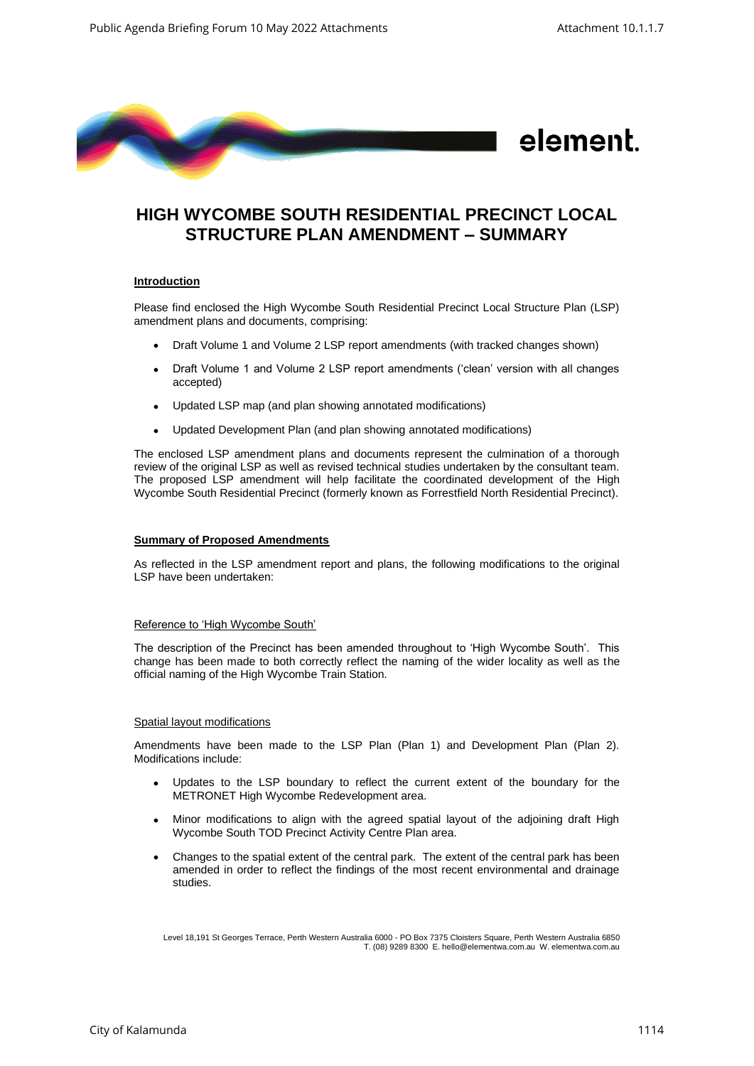# HIGH WYCOMBE SOUTH RESIDENTIAL PRECINCT LOCAL STRUCTURE PLAN AMENDMENT – SUMMARY

**Introduction**

Please find enclosed the High Wycombe South Residential Precinct Local Structure Plan (LSP) amendment plans and documents, comprising:

- Draft Volume 1 and Volume 2 LSP report amendments (with tracked changes shown)
- Draft Volume 1 and Volume 2 LSP report amendments ('clean' version with all changes accepted)
- Updated LSP map (and plan showing annotated modifications)
- Updated Development Plan (and plan showing annotated modifications)

The enclosed LSP amendment plans and documents represent the culmination of a thorough review of the original LSP as well as revised technical studies undertaken by the consultant team. The proposed LSP amendment will help facilitate the coordinated development of the High Wycombe South Residential Precinct (formerly known as Forrestfield North Residential Precinct).

**Summary of Proposed Amendments**

As reflected in the LSP amendment report and plans, the following modifications to the original LSP have been undertaken:

Reference to 'High Wycombe South'

The description of the Precinct has been amended throughout to 'High Wycombe South'. This change has been made to both correctly reflect the naming of the wider locality as well as the official naming of the High Wycombe Train Station.

Spatial layout modifications

Amendments have been made to the LSP Plan (Plan 1) and Development Plan (Plan 2). Modifications include:

- Updates to the LSP boundary to reflect the current extent of the boundary for the METRONET High Wycombe Redevelopment area.
- Minor modifications to align with the agreed spatial layout of the adjoining draft High Wycombe South TOD Precinct Activity Centre Plan area.
- Changes to the spatial extent of the central park. The extent of the central park has been amended in order to reflect the findings of the most recent environmental and drainage studies.

Level 18,191 St Georges Terrace, Perth Western Australia 6000 - PO Box 7375 Cloisters Square, Perth Western Australia 6850
T. (08) 9289 8300 E. hello@elementwa.com.au W. elementwa.com.au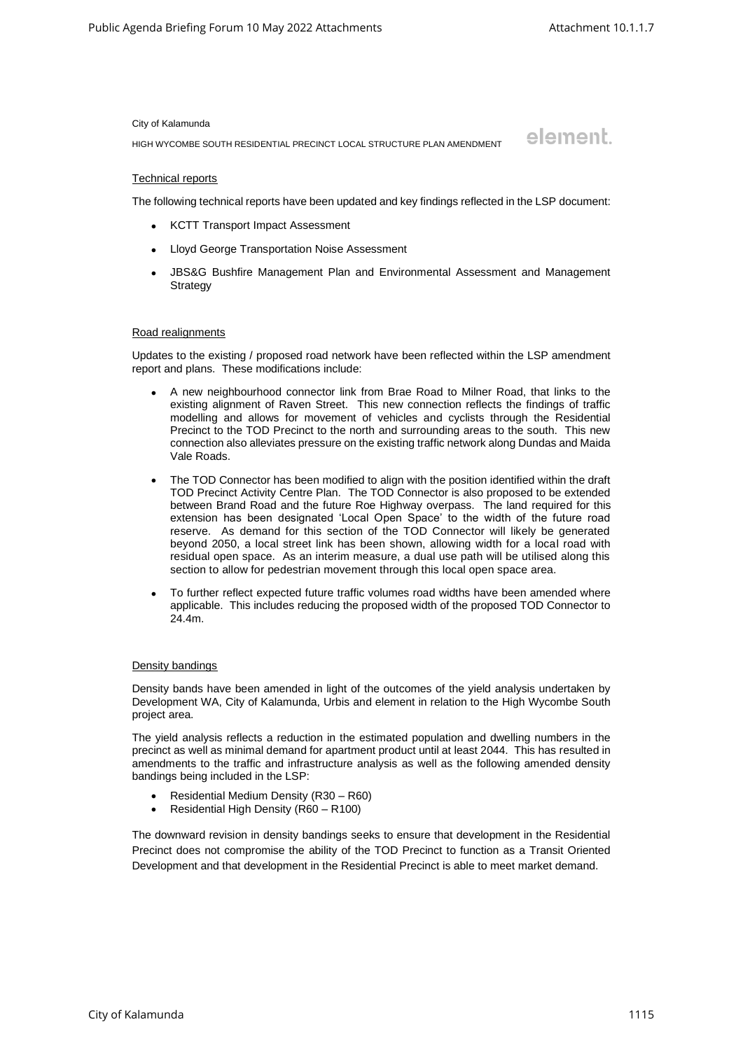#### Technical reports

The following technical reports have been updated and key findings reflected in the LSP document:

- KCTT Transport Impact Assessment
- Lloyd George Transportation Noise Assessment
- JBS&G Bushfire Management Plan and Environmental Assessment and Management Strategy

#### Road realignments

Updates to the existing / proposed road network have been reflected within the LSP amendment report and plans. These modifications include:

- A new neighbourhood connector link from Brae Road to Milner Road, that links to the existing alignment of Raven Street. This new connection reflects the findings of traffic modelling and allows for movement of vehicles and cyclists through the Residential Precinct to the TOD Precinct to the north and surrounding areas to the south. This new connection also alleviates pressure on the existing traffic network along Dundas and Maida Vale Roads.
- The TOD Connector has been modified to align with the position identified within the draft TOD Precinct Activity Centre Plan. The TOD Connector is also proposed to be extended between Brand Road and the future Roe Highway overpass. The land required for this extension has been designated 'Local Open Space' to the width of the future road reserve. As demand for this section of the TOD Connector will likely be generated beyond 2050, a local street link has been shown, allowing width for a local road with residual open space. As an interim measure, a dual use path will be utilised along this section to allow for pedestrian movement through this local open space area.
- To further reflect expected future traffic volumes road widths have been amended where applicable. This includes reducing the proposed width of the proposed TOD Connector to 24.4m.

#### Density bandings

Density bands have been amended in light of the outcomes of the yield analysis undertaken by Development WA, City of Kalamunda, Urbis and element in relation to the High Wycombe South project area.

The yield analysis reflects a reduction in the estimated population and dwelling numbers in the precinct as well as minimal demand for apartment product until at least 2044. This has resulted in amendments to the traffic and infrastructure analysis as well as the following amended density bandings being included in the LSP:

- Residential Medium Density (R30 – R60)
- Residential High Density (R60 – R100)

The downward revision in density bandings seeks to ensure that development in the Residential Precinct does not compromise the ability of the TOD Precinct to function as a Transit Oriented Development and that development in the Residential Precinct is able to meet market demand.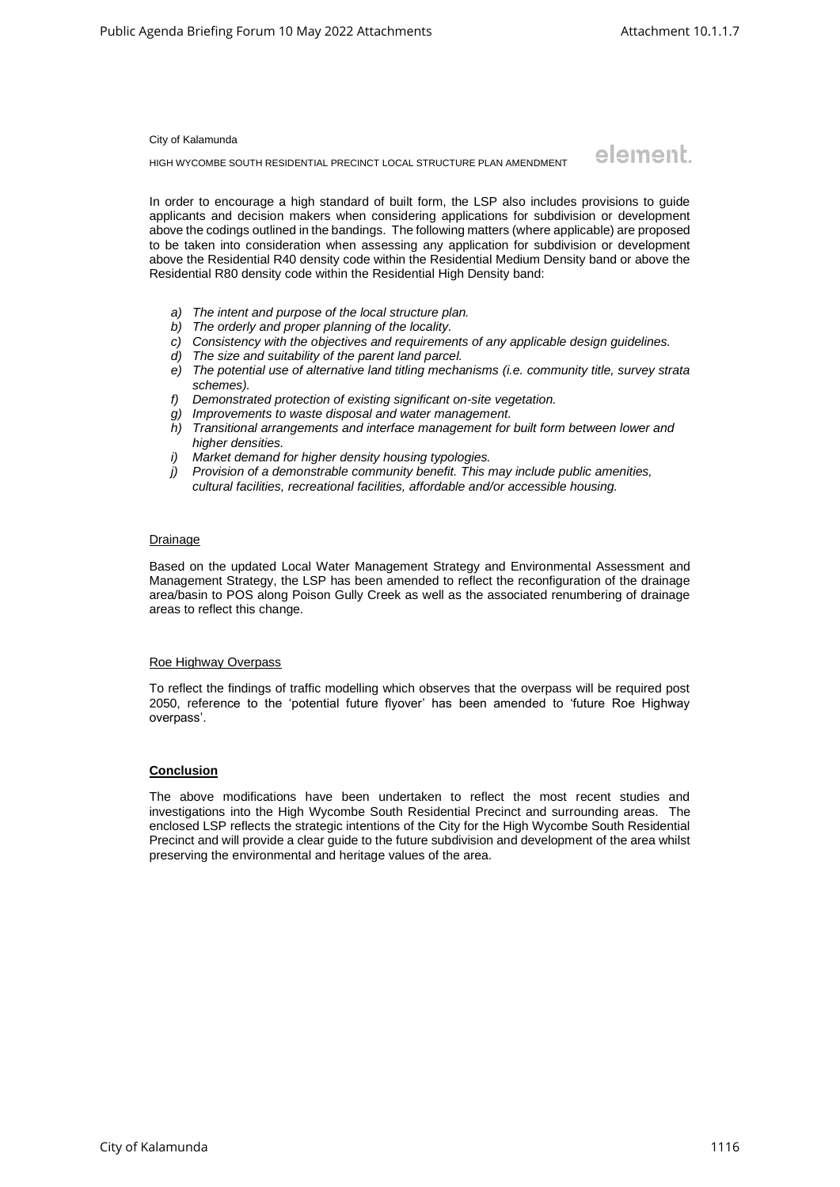In order to encourage a high standard of built form, the LSP also includes provisions to guide applicants and decision makers when considering applications for subdivision or development above the codings outlined in the bandings. The following matters (where applicable) are proposed to be taken into consideration when assessing any application for subdivision or development above the Residential R40 density code within the Residential Medium Density band or above the Residential R80 density code within the Residential High Density band:

- *a) The intent and purpose of the local structure plan.*
- *b) The orderly and proper planning of the locality.*
- *c) Consistency with the objectives and requirements of any applicable design guidelines.*
- *d) The size and suitability of the parent land parcel.*
- *e) The potential use of alternative land titling mechanisms (i.e. community title, survey strata schemes).*
- *f) Demonstrated protection of existing significant on-site vegetation.*
- *g) Improvements to waste disposal and water management.*
- *h) Transitional arrangements and interface management for built form between lower and higher densities.*
- *i) Market demand for higher density housing typologies.*
- *j) Provision of a demonstrable community benefit. This may include public amenities, cultural facilities, recreational facilities, affordable and/or accessible housing.*

<u>Drainage</u>

Based on the updated Local Water Management Strategy and Environmental Assessment and Management Strategy, the LSP has been amended to reflect the reconfiguration of the drainage area/basin to POS along Poison Gully Creek as well as the associated renumbering of drainage areas to reflect this change.

<u>Roe Highway Overpass</u>

To reflect the findings of traffic modelling which observes that the overpass will be required post 2050, reference to the 'potential future flyover' has been amended to 'future Roe Highway overpass'.

**<u>Conclusion</u>**

The above modifications have been undertaken to reflect the most recent studies and investigations into the High Wycombe South Residential Precinct and surrounding areas. The enclosed LSP reflects the strategic intentions of the City for the High Wycombe South Residential Precinct and will provide a clear guide to the future subdivision and development of the area whilst preserving the environmental and heritage values of the area.